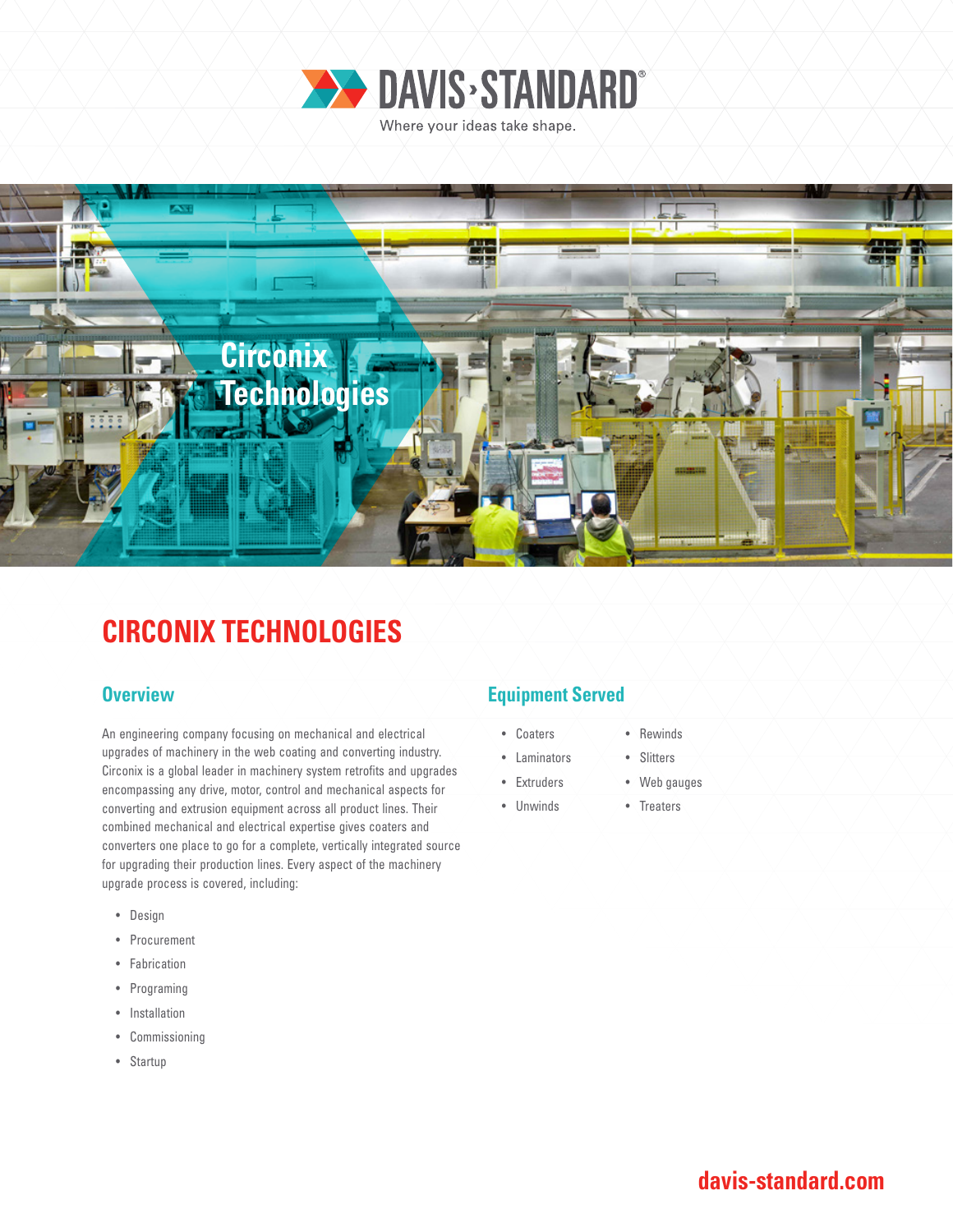DAVIS·STANDARD®

Where your ideas take shape.

Circonix Technologies

# CIRCONIX TECHNOLOGIES

## Overview

An engineering company focusing on mechanical and electrical upgrades of machinery in the web coating and converting industry. Circonix is a global leader in machinery system retrofits and upgrades encompassing any drive, motor, control and mechanical aspects for converting and extrusion equipment across all product lines. Their combined mechanical and electrical expertise gives coaters and converters one place to go for a complete, vertically integrated source for upgrading their production lines. Every aspect of the machinery upgrade process is covered, including:

- Design
- Procurement
- Fabrication
- Programing
- Installation
- Commissioning
- Startup

## Equipment Served

- Coaters
- Laminators
- Extruders
- Unwinds
- Rewinds
- Slitters
- Web gauges
- Treaters

davis-standard.com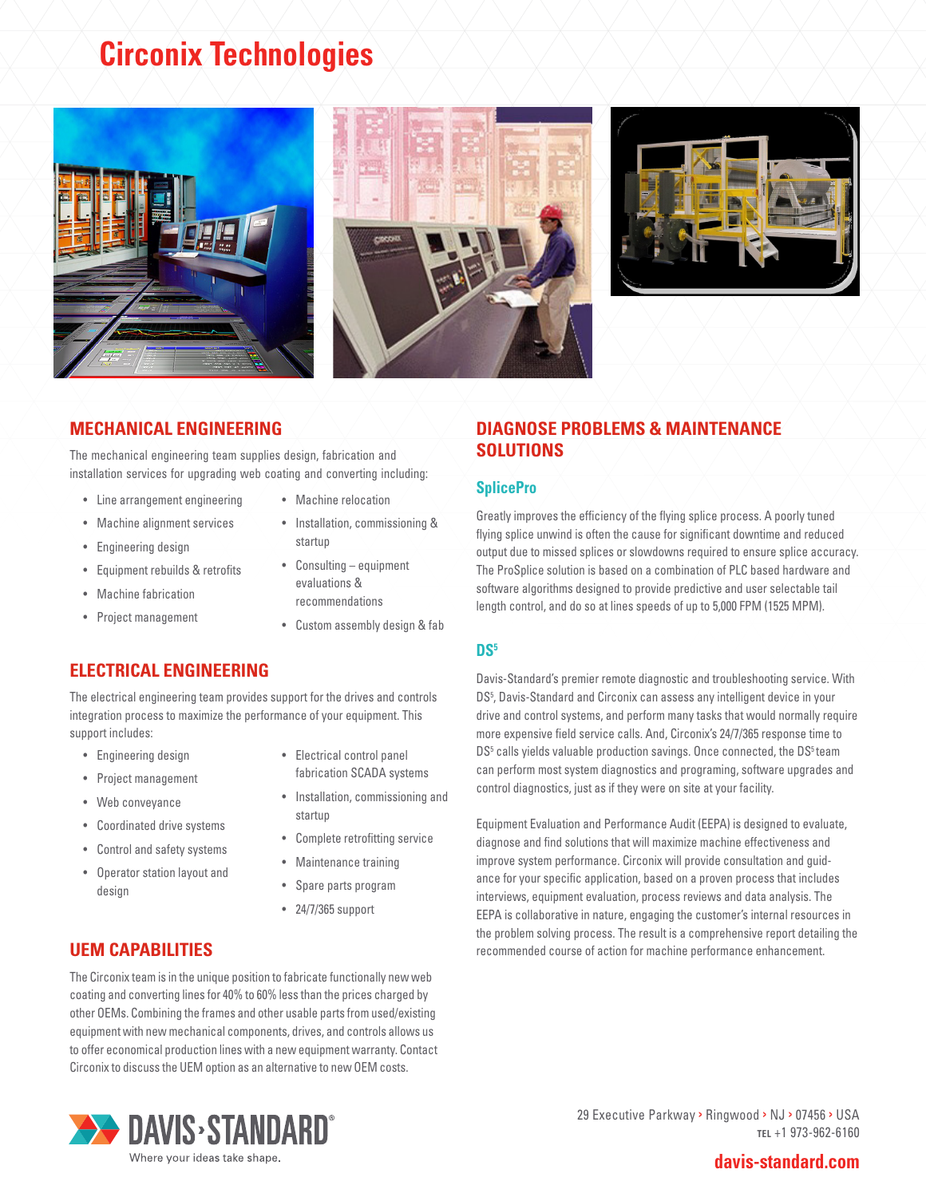# Circonix Technologies

## MECHANICAL ENGINEERING

The mechanical engineering team supplies design, fabrication and installation services for upgrading web coating and converting including:

- Line arrangement engineering
- Machine alignment services
- Engineering design
- Equipment rebuilds & retrofits
- Machine fabrication
- Project management
- Machine relocation
- Installation, commissioning & startup
- Consulting – equipment evaluations & recommendations
- Custom assembly design & fab

## ELECTRICAL ENGINEERING

The electrical engineering team provides support for the drives and controls integration process to maximize the performance of your equipment. This support includes:

- Engineering design
- Project management
- Web conveyance
- Coordinated drive systems
- Control and safety systems
- Operator station layout and design
- Electrical control panel fabrication SCADA systems
- Installation, commissioning and startup
- Complete retrofitting service
- Maintenance training
- Spare parts program
- 24/7/365 support

## UEM CAPABILITIES

The Circonix team is in the unique position to fabricate functionally new web coating and converting lines for 40% to 60% less than the prices charged by other OEMs. Combining the frames and other usable parts from used/existing equipment with new mechanical components, drives, and controls allows us to offer economical production lines with a new equipment warranty. Contact Circonix to discuss the UEM option as an alternative to new OEM costs.

## DIAGNOSE PROBLEMS & MAINTENANCE SOLUTIONS

### SplicePro

Greatly improves the efficiency of the flying splice process. A poorly tuned flying splice unwind is often the cause for significant downtime and reduced output due to missed splices or slowdowns required to ensure splice accuracy. The ProSplice solution is based on a combination of PLC based hardware and software algorithms designed to provide predictive and user selectable tail length control, and do so at lines speeds of up to 5,000 FPM (1525 MPM).

### DS$^5$

Davis-Standard's premier remote diagnostic and troubleshooting service. With DS$^5$, Davis-Standard and Circonix can assess any intelligent device in your drive and control systems, and perform many tasks that would normally require more expensive field service calls. And, Circonix's 24/7/365 response time to DS$^5$ calls yields valuable production savings. Once connected, the DS$^5$ team can perform most system diagnostics and programing, software upgrades and control diagnostics, just as if they were on site at your facility.

Equipment Evaluation and Performance Audit (EEPA) is designed to evaluate, diagnose and find solutions that will maximize machine effectiveness and improve system performance. Circonix will provide consultation and guidance for your specific application, based on a proven process that includes interviews, equipment evaluation, process reviews and data analysis. The EEPA is collaborative in nature, engaging the customer's internal resources in the problem solving process. The result is a comprehensive report detailing the recommended course of action for machine performance enhancement.

DAVIS·STANDARD®
Where your ideas take shape.

29 Executive Parkway › Ringwood › NJ › 07456 › USA
TEL +1 973-962-6160

davis-standard.com